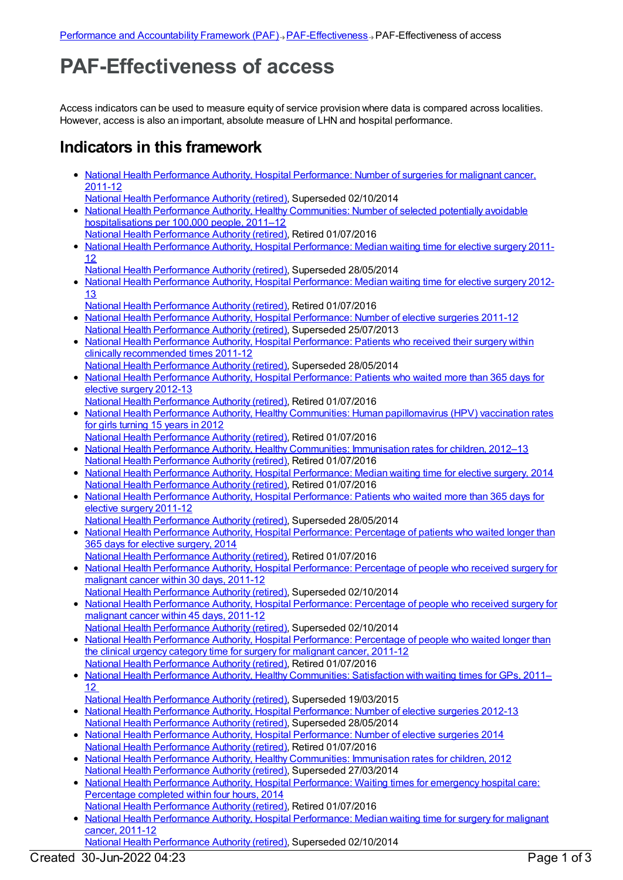Performance and Accountability Framework (PAF) → PAF-Effectiveness → PAF-Effectiveness of access

# PAF-Effectiveness of access

Access indicators can be used to measure equity of service provision where data is compared across localities. However, access is also an important, absolute measure of LHN and hospital performance.

## Indicators in this framework

- National Health Performance Authority, Hospital Performance: Number of surgeries for malignant cancer, 2011-12
  National Health Performance Authority (retired), Superseded 02/10/2014
- National Health Performance Authority, Healthy Communities: Number of selected potentially avoidable hospitalisations per 100,000 people, 2011–12
  National Health Performance Authority (retired), Retired 01/07/2016
- National Health Performance Authority, Hospital Performance: Median waiting time for elective surgery 2011-12
  National Health Performance Authority (retired), Superseded 28/05/2014
- National Health Performance Authority, Hospital Performance: Median waiting time for elective surgery 2012-13
  National Health Performance Authority (retired), Retired 01/07/2016
- National Health Performance Authority, Hospital Performance: Number of elective surgeries 2011-12
  National Health Performance Authority (retired), Superseded 25/07/2013
- National Health Performance Authority, Hospital Performance: Patients who received their surgery within clinically recommended times 2011-12
  National Health Performance Authority (retired), Superseded 28/05/2014
- National Health Performance Authority, Hospital Performance: Patients who waited more than 365 days for elective surgery 2012-13
  National Health Performance Authority (retired), Retired 01/07/2016
- National Health Performance Authority, Healthy Communities: Human papillomavirus (HPV) vaccination rates for girls turning 15 years in 2012
  National Health Performance Authority (retired), Retired 01/07/2016
- National Health Performance Authority, Healthy Communities: Immunisation rates for children, 2012–13
  National Health Performance Authority (retired), Retired 01/07/2016
- National Health Performance Authority, Hospital Performance: Median waiting time for elective surgery, 2014
  National Health Performance Authority (retired), Retired 01/07/2016
- National Health Performance Authority, Hospital Performance: Patients who waited more than 365 days for elective surgery 2011-12
  National Health Performance Authority (retired), Superseded 28/05/2014
- National Health Performance Authority, Hospital Performance: Percentage of patients who waited longer than 365 days for elective surgery, 2014
  National Health Performance Authority (retired), Retired 01/07/2016
- National Health Performance Authority, Hospital Performance: Percentage of people who received surgery for malignant cancer within 30 days, 2011-12
  National Health Performance Authority (retired), Superseded 02/10/2014
- National Health Performance Authority, Hospital Performance: Percentage of people who received surgery for malignant cancer within 45 days, 2011-12
  National Health Performance Authority (retired), Superseded 02/10/2014
- National Health Performance Authority, Hospital Performance: Percentage of people who waited longer than the clinical urgency category time for surgery for malignant cancer, 2011-12
  National Health Performance Authority (retired), Retired 01/07/2016
- National Health Performance Authority, Healthy Communities: Satisfaction with waiting times for GPs, 2011–12
  National Health Performance Authority (retired), Superseded 19/03/2015
- National Health Performance Authority, Hospital Performance: Number of elective surgeries 2012-13
  National Health Performance Authority (retired), Superseded 28/05/2014
- National Health Performance Authority, Hospital Performance: Number of elective surgeries 2014
  National Health Performance Authority (retired), Retired 01/07/2016
- National Health Performance Authority, Healthy Communities: Immunisation rates for children, 2012
  National Health Performance Authority (retired), Superseded 27/03/2014
- National Health Performance Authority, Hospital Performance: Waiting times for emergency hospital care: Percentage completed within four hours, 2014
  National Health Performance Authority (retired), Retired 01/07/2016
- National Health Performance Authority, Hospital Performance: Median waiting time for surgery for malignant cancer, 2011-12
  National Health Performance Authority (retired), Superseded 02/10/2014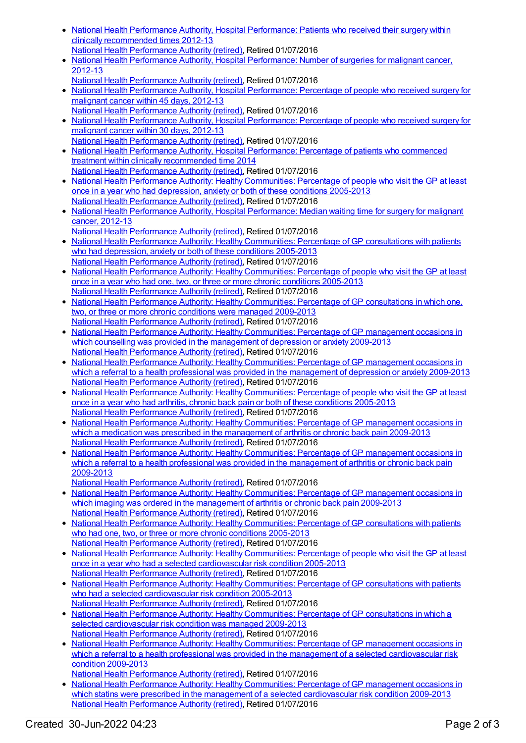- National Health Performance Authority, Hospital Performance: Patients who received their surgery within clinically recommended times 2012-13
  National Health Performance Authority (retired), Retired 01/07/2016
- National Health Performance Authority, Hospital Performance: Number of surgeries for malignant cancer, 2012-13
  National Health Performance Authority (retired), Retired 01/07/2016
- National Health Performance Authority, Hospital Performance: Percentage of people who received surgery for malignant cancer within 45 days, 2012-13
  National Health Performance Authority (retired), Retired 01/07/2016
- National Health Performance Authority, Hospital Performance: Percentage of people who received surgery for malignant cancer within 30 days, 2012-13
  National Health Performance Authority (retired), Retired 01/07/2016
- National Health Performance Authority, Hospital Performance: Percentage of patients who commenced treatment within clinically recommended time 2014
  National Health Performance Authority (retired), Retired 01/07/2016
- National Health Performance Authority: Healthy Communities: Percentage of people who visit the GP at least once in a year who had depression, anxiety or both of these conditions 2005-2013
  National Health Performance Authority (retired), Retired 01/07/2016
- National Health Performance Authority, Hospital Performance: Median waiting time for surgery for malignant cancer, 2012-13
  National Health Performance Authority (retired), Retired 01/07/2016
- National Health Performance Authority: Healthy Communities: Percentage of GP consultations with patients who had depression, anxiety or both of these conditions 2005-2013
  National Health Performance Authority (retired), Retired 01/07/2016
- National Health Performance Authority: Healthy Communities: Percentage of people who visit the GP at least once in a year who had one, two, or three or more chronic conditions 2005-2013
  National Health Performance Authority (retired), Retired 01/07/2016
- National Health Performance Authority: Healthy Communities: Percentage of GP consultations in which one, two, or three or more chronic conditions were managed 2009-2013
  National Health Performance Authority (retired), Retired 01/07/2016
- National Health Performance Authority: Healthy Communities: Percentage of GP management occasions in which counselling was provided in the management of depression or anxiety 2009-2013
  National Health Performance Authority (retired), Retired 01/07/2016
- National Health Performance Authority: Healthy Communities: Percentage of GP management occasions in which a referral to a health professional was provided in the management of depression or anxiety 2009-2013
  National Health Performance Authority (retired), Retired 01/07/2016
- National Health Performance Authority: Healthy Communities: Percentage of people who visit the GP at least once in a year who had arthritis, chronic back pain or both of these conditions 2005-2013
  National Health Performance Authority (retired), Retired 01/07/2016
- National Health Performance Authority: Healthy Communities: Percentage of GP management occasions in which a medication was prescribed in the management of arthritis or chronic back pain 2009-2013
  National Health Performance Authority (retired), Retired 01/07/2016
- National Health Performance Authority: Healthy Communities: Percentage of GP management occasions in which a referral to a health professional was provided in the management of arthritis or chronic back pain 2009-2013
  National Health Performance Authority (retired), Retired 01/07/2016
- National Health Performance Authority: Healthy Communities: Percentage of GP management occasions in which imaging was ordered in the management of arthritis or chronic back pain 2009-2013
  National Health Performance Authority (retired), Retired 01/07/2016
- National Health Performance Authority: Healthy Communities: Percentage of GP consultations with patients who had one, two, or three or more chronic conditions 2005-2013
  National Health Performance Authority (retired), Retired 01/07/2016
- National Health Performance Authority: Healthy Communities: Percentage of people who visit the GP at least once in a year who had a selected cardiovascular risk condition 2005-2013
  National Health Performance Authority (retired), Retired 01/07/2016
- National Health Performance Authority: Healthy Communities: Percentage of GP consultations with patients who had a selected cardiovascular risk condition 2005-2013
  National Health Performance Authority (retired), Retired 01/07/2016
- National Health Performance Authority: Healthy Communities: Percentage of GP consultations in which a selected cardiovascular risk condition was managed 2009-2013
  National Health Performance Authority (retired), Retired 01/07/2016
- National Health Performance Authority: Healthy Communities: Percentage of GP management occasions in which a referral to a health professional was provided in the management of a selected cardiovascular risk condition 2009-2013
  National Health Performance Authority (retired), Retired 01/07/2016
- National Health Performance Authority: Healthy Communities: Percentage of GP management occasions in which statins were prescribed in the management of a selected cardiovascular risk condition 2009-2013
  National Health Performance Authority (retired), Retired 01/07/2016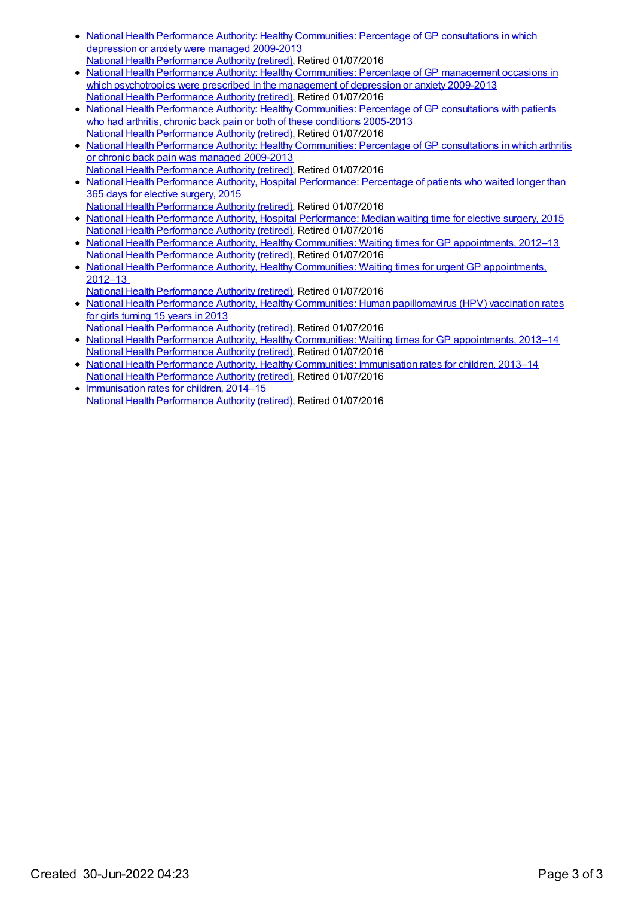- National Health Performance Authority: Healthy Communities: Percentage of GP consultations in which depression or anxiety were managed 2009-2013
  National Health Performance Authority (retired), Retired 01/07/2016
- National Health Performance Authority: Healthy Communities: Percentage of GP management occasions in which psychotropics were prescribed in the management of depression or anxiety 2009-2013
  National Health Performance Authority (retired), Retired 01/07/2016
- National Health Performance Authority: Healthy Communities: Percentage of GP consultations with patients who had arthritis, chronic back pain or both of these conditions 2005-2013
  National Health Performance Authority (retired), Retired 01/07/2016
- National Health Performance Authority: Healthy Communities: Percentage of GP consultations in which arthritis or chronic back pain was managed 2009-2013
  National Health Performance Authority (retired), Retired 01/07/2016
- National Health Performance Authority, Hospital Performance: Percentage of patients who waited longer than 365 days for elective surgery, 2015
  National Health Performance Authority (retired), Retired 01/07/2016
- National Health Performance Authority, Hospital Performance: Median waiting time for elective surgery, 2015
  National Health Performance Authority (retired), Retired 01/07/2016
- National Health Performance Authority, Healthy Communities: Waiting times for GP appointments, 2012–13
  National Health Performance Authority (retired), Retired 01/07/2016
- National Health Performance Authority, Healthy Communities: Waiting times for urgent GP appointments, 2012–13
  National Health Performance Authority (retired), Retired 01/07/2016
- National Health Performance Authority, Healthy Communities: Human papillomavirus (HPV) vaccination rates for girls turning 15 years in 2013
  National Health Performance Authority (retired), Retired 01/07/2016
- National Health Performance Authority, Healthy Communities: Waiting times for GP appointments, 2013–14
  National Health Performance Authority (retired), Retired 01/07/2016
- National Health Performance Authority, Healthy Communities: Immunisation rates for children, 2013–14
  National Health Performance Authority (retired), Retired 01/07/2016
- Immunisation rates for children, 2014–15
  National Health Performance Authority (retired), Retired 01/07/2016